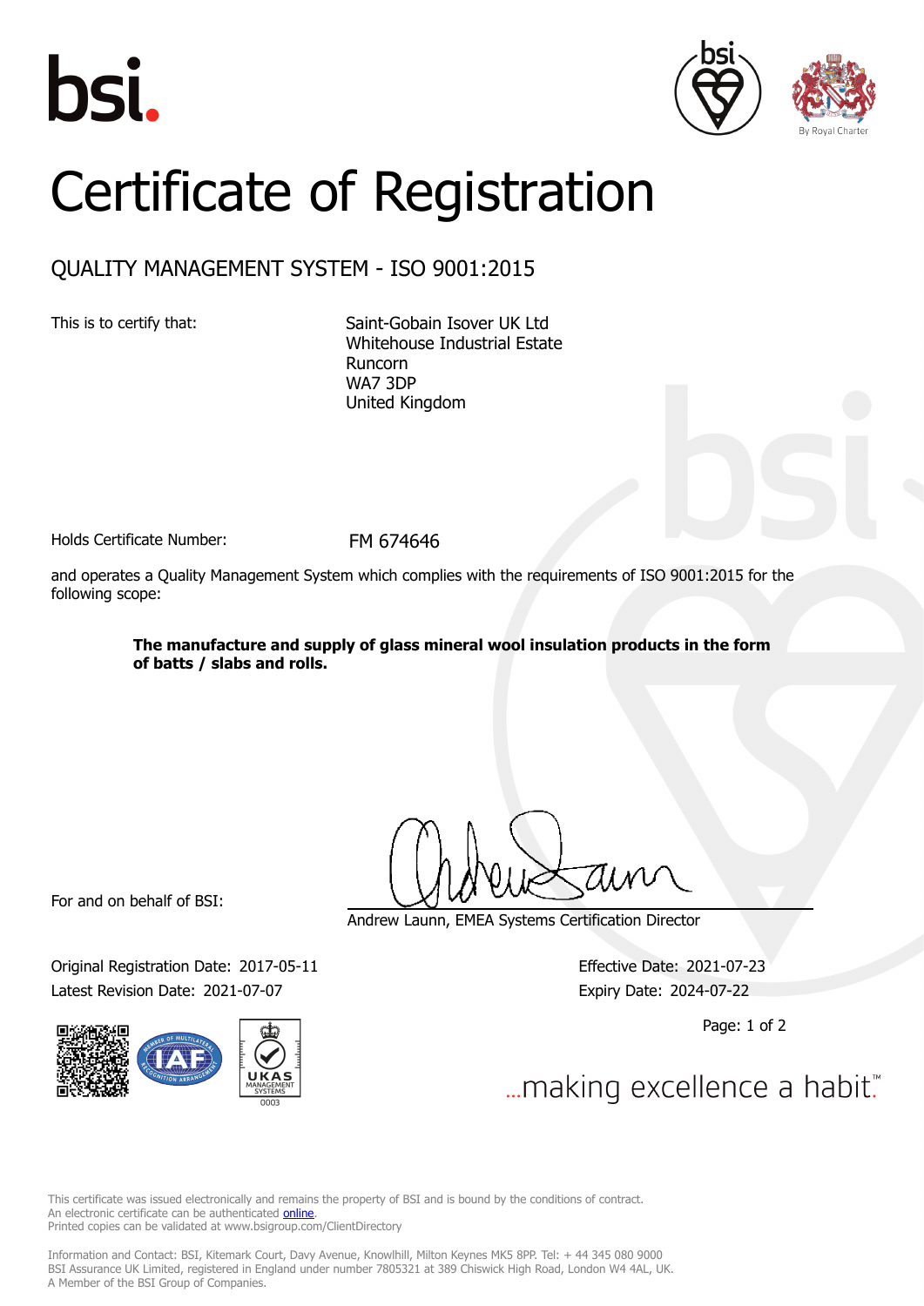# Certificate of Registration

## QUALITY MANAGEMENT SYSTEM - ISO 9001:2015

This is to certify that:

Saint-Gobain Isover UK Ltd
Whitehouse Industrial Estate
Runcorn
WA7 3DP
United Kingdom

Holds Certificate Number: FM 674646

and operates a Quality Management System which complies with the requirements of ISO 9001:2015 for the following scope:

**The manufacture and supply of glass mineral wool insulation products in the form of batts / slabs and rolls.**

For and on behalf of BSI:

Andrew Launn, EMEA Systems Certification Director

Original Registration Date: 2017-05-11
Latest Revision Date: 2021-07-07

Effective Date: 2021-07-23
Expiry Date: 2024-07-22

...making excellence a habit.™

This certificate was issued electronically and remains the property of BSI and is bound by the conditions of contract.
An electronic certificate can be authenticated online.
Printed copies can be validated at www.bsigroup.com/ClientDirectory

Information and Contact: BSI, Kitemark Court, Davy Avenue, Knowlhill, Milton Keynes MK5 8PP. Tel: + 44 345 080 9000
BSI Assurance UK Limited, registered in England under number 7805321 at 389 Chiswick High Road, London W4 4AL, UK.
A Member of the BSI Group of Companies.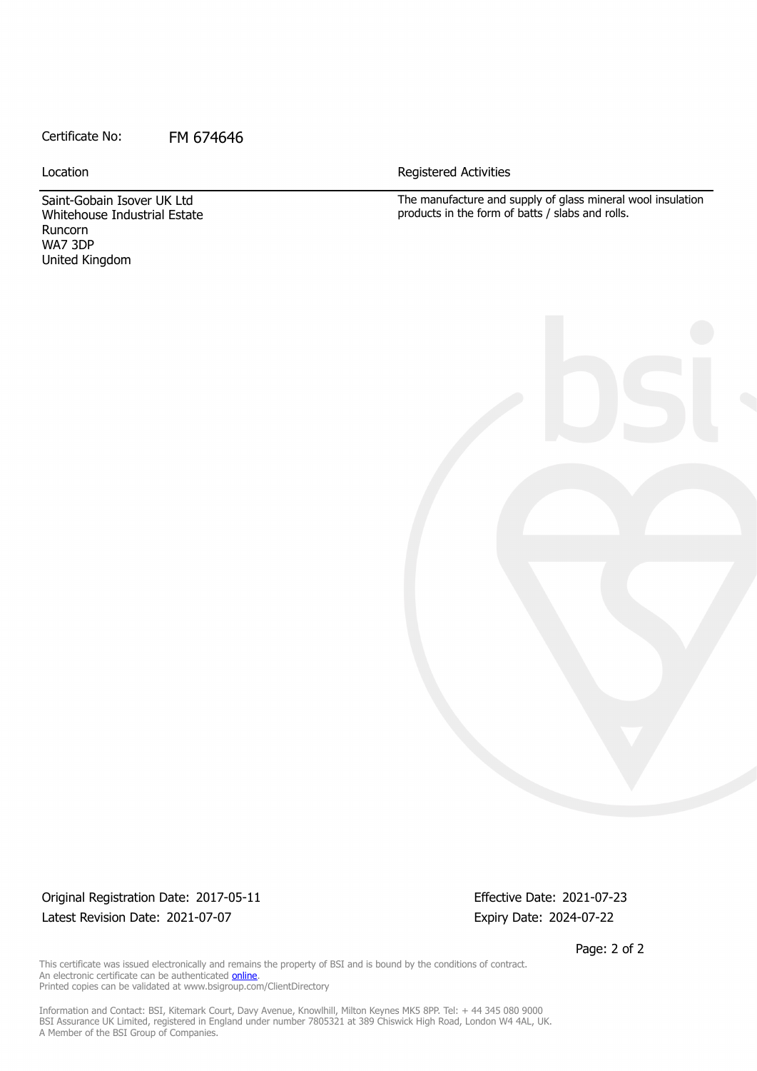Certificate No: FM 674646

| Location | Registered Activities |
| --- | --- |
| Saint-Gobain Isover UK Ltd<br>Whitehouse Industrial Estate<br>Runcorn<br>WA7 3DP<br>United Kingdom | The manufacture and supply of glass mineral wool insulation products in the form of batts / slabs and rolls. |

Original Registration Date: 2017-05-11

Latest Revision Date: 2021-07-07

Effective Date: 2021-07-23

Expiry Date: 2024-07-22

This certificate was issued electronically and remains the property of BSI and is bound by the conditions of contract.
An electronic certificate can be authenticated online.
Printed copies can be validated at www.bsigroup.com/ClientDirectory

Information and Contact: BSI, Kitemark Court, Davy Avenue, Knowlhill, Milton Keynes MK5 8PP. Tel: + 44 345 080 9000
BSI Assurance UK Limited, registered in England under number 7805321 at 389 Chiswick High Road, London W4 4AL, UK.
A Member of the BSI Group of Companies.